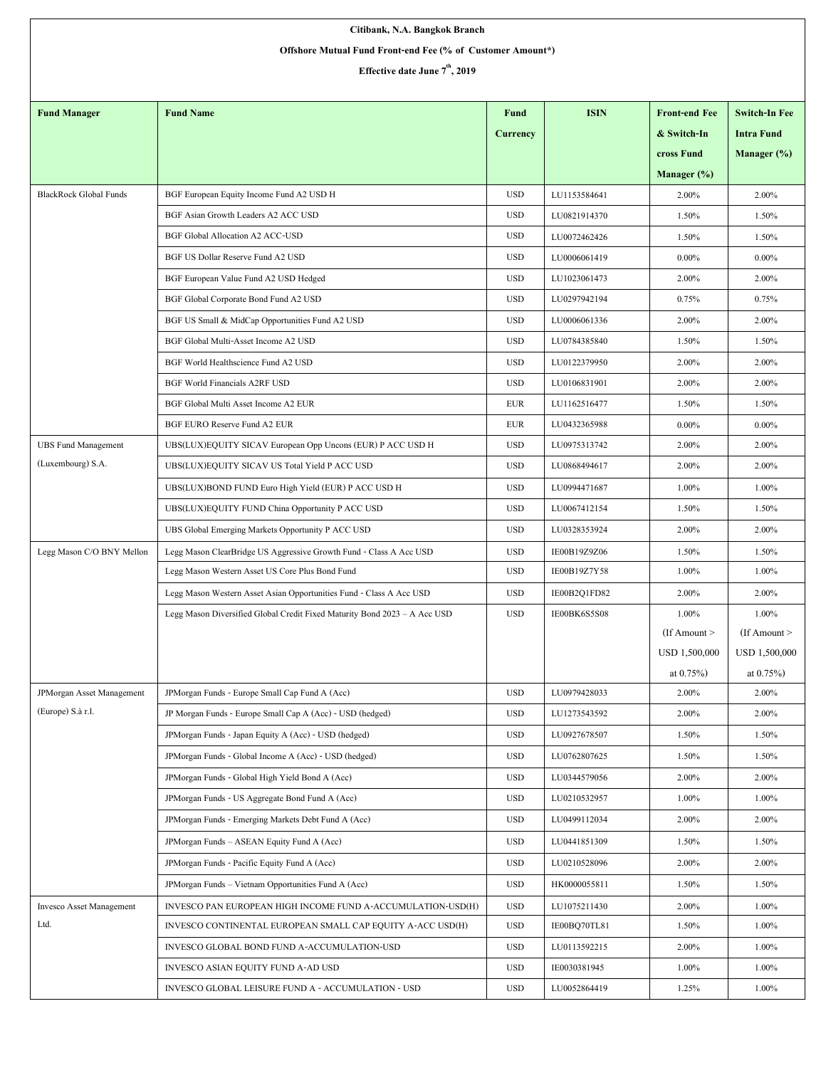**Citibank, N.A. Bangkok Branch**

**Offshore Mutual Fund Front-end Fee (% of Customer Amount*)**

**Effective date June 7th, 2019**

| Fund Manager | Fund Name | Fund Currency | ISIN | Front-end Fee & Switch-In cross Fund Manager (%) | Switch-In Fee Intra Fund Manager (%) |
|---|---|---|---|---|---|
| BlackRock Global Funds | BGF European Equity Income Fund A2 USD H | USD | LU1153584641 | 2.00% | 2.00% |
| | BGF Asian Growth Leaders A2 ACC USD | USD | LU0821914370 | 1.50% | 1.50% |
| | BGF Global Allocation A2 ACC-USD | USD | LU0072462426 | 1.50% | 1.50% |
| | BGF US Dollar Reserve Fund A2 USD | USD | LU0006061419 | 0.00% | 0.00% |
| | BGF European Value Fund A2 USD Hedged | USD | LU1023061473 | 2.00% | 2.00% |
| | BGF Global Corporate Bond Fund A2 USD | USD | LU0297942194 | 0.75% | 0.75% |
| | BGF US Small & MidCap Opportunities Fund A2 USD | USD | LU0006061336 | 2.00% | 2.00% |
| | BGF Global Multi-Asset Income A2 USD | USD | LU0784385840 | 1.50% | 1.50% |
| | BGF World Healthscience Fund A2 USD | USD | LU0122379950 | 2.00% | 2.00% |
| | BGF World Financials A2RF USD | USD | LU0106831901 | 2.00% | 2.00% |
| | BGF Global Multi Asset Income A2 EUR | EUR | LU1162516477 | 1.50% | 1.50% |
| | BGF EURO Reserve Fund A2 EUR | EUR | LU0432365988 | 0.00% | 0.00% |
| UBS Fund Management (Luxembourg) S.A. | UBS(LUX)EQUITY SICAV European Opp Uncons (EUR) P ACC USD H | USD | LU0975313742 | 2.00% | 2.00% |
| | UBS(LUX)EQUITY SICAV US Total Yield P ACC USD | USD | LU0868494617 | 2.00% | 2.00% |
| | UBS(LUX)BOND FUND Euro High Yield (EUR) P ACC USD H | USD | LU0994471687 | 1.00% | 1.00% |
| | UBS(LUX)EQUITY FUND China Opportunity P ACC USD | USD | LU0067412154 | 1.50% | 1.50% |
| | UBS Global Emerging Markets Opportunity P ACC USD | USD | LU0328353924 | 2.00% | 2.00% |
| Legg Mason C/O BNY Mellon | Legg Mason ClearBridge US Aggressive Growth Fund - Class A Acc USD | USD | IE00B19Z9Z06 | 1.50% | 1.50% |
| | Legg Mason Western Asset US Core Plus Bond Fund | USD | IE00B19Z7Y58 | 1.00% | 1.00% |
| | Legg Mason Western Asset Asian Opportunities Fund - Class A Acc USD | USD | IE00B2Q1FD82 | 2.00% | 2.00% |
| | Legg Mason Diversified Global Credit Fixed Maturity Bond 2023 – A Acc USD | USD | IE00BK6S5S08 | 1.00% (If Amount > USD 1,500,000 at 0.75%) | 1.00% (If Amount > USD 1,500,000 at 0.75%) |
| JPMorgan Asset Management (Europe) S.à r.l. | JPMorgan Funds - Europe Small Cap Fund A (Acc) | USD | LU0979428033 | 2.00% | 2.00% |
| | JP Morgan Funds - Europe Small Cap A (Acc) - USD (hedged) | USD | LU1273543592 | 2.00% | 2.00% |
| | JPMorgan Funds - Japan Equity A (Acc) - USD (hedged) | USD | LU0927678507 | 1.50% | 1.50% |
| | JPMorgan Funds - Global Income A (Acc) - USD (hedged) | USD | LU0762807625 | 1.50% | 1.50% |
| | JPMorgan Funds - Global High Yield Bond A (Acc) | USD | LU0344579056 | 2.00% | 2.00% |
| | JPMorgan Funds - US Aggregate Bond Fund A (Acc) | USD | LU0210532957 | 1.00% | 1.00% |
| | JPMorgan Funds - Emerging Markets Debt Fund A (Acc) | USD | LU0499112034 | 2.00% | 2.00% |
| | JPMorgan Funds – ASEAN Equity Fund A (Acc) | USD | LU0441851309 | 1.50% | 1.50% |
| | JPMorgan Funds - Pacific Equity Fund A (Acc) | USD | LU0210528096 | 2.00% | 2.00% |
| | JPMorgan Funds – Vietnam Opportunities Fund A (Acc) | USD | HK0000055811 | 1.50% | 1.50% |
| Invesco Asset Management Ltd. | INVESCO PAN EUROPEAN HIGH INCOME FUND A-ACCUMULATION-USD(H) | USD | LU1075211430 | 2.00% | 1.00% |
| | INVESCO CONTINENTAL EUROPEAN SMALL CAP EQUITY A-ACC USD(H) | USD | IE00BQ70TL81 | 1.50% | 1.00% |
| | INVESCO GLOBAL BOND FUND A-ACCUMULATION-USD | USD | LU0113592215 | 2.00% | 1.00% |
| | INVESCO ASIAN EQUITY FUND A-AD USD | USD | IE0030381945 | 1.00% | 1.00% |
| | INVESCO GLOBAL LEISURE FUND A - ACCUMULATION - USD | USD | LU0052864419 | 1.25% | 1.00% |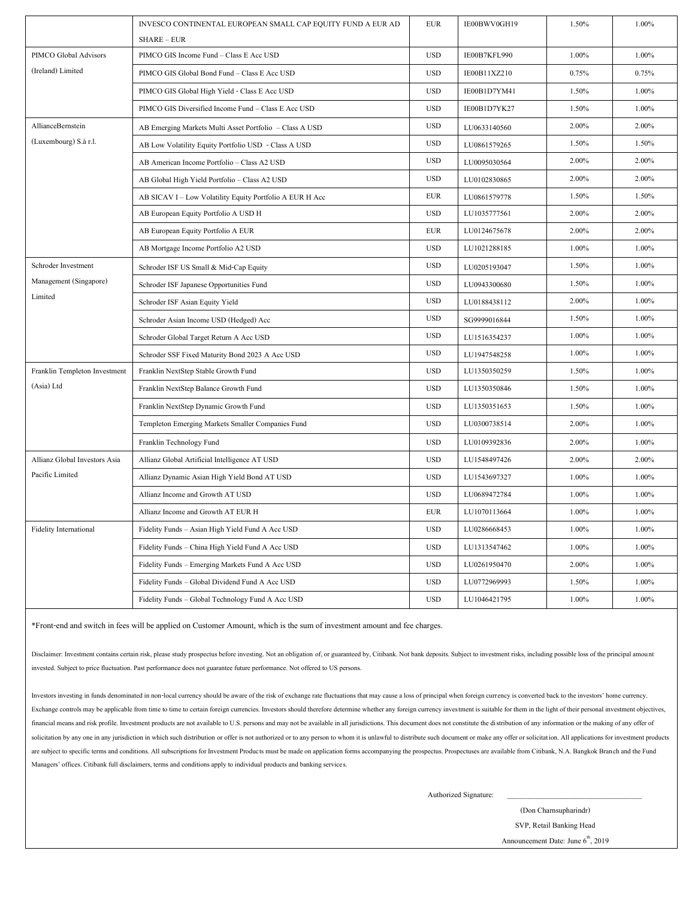| | | | | | |
|---|---|---|---|---|---|
| | INVESCO CONTINENTAL EUROPEAN SMALL CAP EQUITY FUND A EUR AD SHARE – EUR | EUR | IE00BWV0GH19 | 1.50% | 1.00% |
| PIMCO Global Advisors (Ireland) Limited | PIMCO GIS Income Fund – Class E Acc USD | USD | IE00B7KFL990 | 1.00% | 1.00% |
| | PIMCO GIS Global Bond Fund – Class E Acc USD | USD | IE00B11XZ210 | 0.75% | 0.75% |
| | PIMCO GIS Global High Yield - Class E Acc USD | USD | IE00B1D7YM41 | 1.50% | 1.00% |
| | PIMCO GIS Diversified Income Fund – Class E Acc USD | USD | IE00B1D7YK27 | 1.50% | 1.00% |
| AllianceBernstein (Luxembourg) S.à r.l. | AB Emerging Markets Multi Asset Portfolio – Class A USD | USD | LU0633140560 | 2.00% | 2.00% |
| | AB Low Volatility Equity Portfolio USD - Class A USD | USD | LU0861579265 | 1.50% | 1.50% |
| | AB American Income Portfolio – Class A2 USD | USD | LU0095030564 | 2.00% | 2.00% |
| | AB Global High Yield Portfolio – Class A2 USD | USD | LU0102830865 | 2.00% | 2.00% |
| | AB SICAV I – Low Volatility Equity Portfolio A EUR H Acc | EUR | LU0861579778 | 1.50% | 1.50% |
| | AB European Equity Portfolio A USD H | USD | LU1035777561 | 2.00% | 2.00% |
| | AB European Equity Portfolio A EUR | EUR | LU0124675678 | 2.00% | 2.00% |
| | AB Mortgage Income Portfolio A2 USD | USD | LU1021288185 | 1.00% | 1.00% |
| Schroder Investment Management (Singapore) Limited | Schroder ISF US Small & Mid-Cap Equity | USD | LU0205193047 | 1.50% | 1.00% |
| | Schroder ISF Japanese Opportunities Fund | USD | LU0943300680 | 1.50% | 1.00% |
| | Schroder ISF Asian Equity Yield | USD | LU0188438112 | 2.00% | 1.00% |
| | Schroder Asian Income USD (Hedged) Acc | USD | SG9999016844 | 1.50% | 1.00% |
| | Schroder Global Target Return A Acc USD | USD | LU1516354237 | 1.00% | 1.00% |
| | Schroder SSF Fixed Maturity Bond 2023 A Acc USD | USD | LU1947548258 | 1.00% | 1.00% |
| Franklin Templeton Investment (Asia) Ltd | Franklin NextStep Stable Growth Fund | USD | LU1350350259 | 1.50% | 1.00% |
| | Franklin NextStep Balance Growth Fund | USD | LU1350350846 | 1.50% | 1.00% |
| | Franklin NextStep Dynamic Growth Fund | USD | LU1350351653 | 1.50% | 1.00% |
| | Templeton Emerging Markets Smaller Companies Fund | USD | LU0300738514 | 2.00% | 1.00% |
| | Franklin Technology Fund | USD | LU0109392836 | 2.00% | 1.00% |
| Allianz Global Investors Asia Pacific Limited | Allianz Global Artificial Intelligence AT USD | USD | LU1548497426 | 2.00% | 2.00% |
| | Allianz Dynamic Asian High Yield Bond AT USD | USD | LU1543697327 | 1.00% | 1.00% |
| | Allianz Income and Growth AT USD | USD | LU0689472784 | 1.00% | 1.00% |
| | Allianz Income and Growth AT EUR H | EUR | LU1070113664 | 1.00% | 1.00% |
| Fidelity International | Fidelity Funds – Asian High Yield Fund A Acc USD | USD | LU0286668453 | 1.00% | 1.00% |
| | Fidelity Funds – China High Yield Fund A Acc USD | USD | LU1313547462 | 1.00% | 1.00% |
| | Fidelity Funds – Emerging Markets Fund A Acc USD | USD | LU0261950470 | 2.00% | 1.00% |
| | Fidelity Funds – Global Dividend Fund A Acc USD | USD | LU0772969993 | 1.50% | 1.00% |
| | Fidelity Funds – Global Technology Fund A Acc USD | USD | LU1046421795 | 1.00% | 1.00% |

*Front-end and switch in fees will be applied on Customer Amount, which is the sum of investment amount and fee charges.

Disclaimer: Investment contains certain risk, please study prospectus before investing. Not an obligation of, or guaranteed by, Citibank. Not bank deposits. Subject to investment risks, including possible loss of the principal amount invested. Subject to price fluctuation. Past performance does not guarantee future performance. Not offered to US persons.

Investors investing in funds denominated in non-local currency should be aware of the risk of exchange rate fluctuations that may cause a loss of principal when foreign currency is converted back to the investors' home currency. Exchange controls may be applicable from time to time to certain foreign currencies. Investors should therefore determine whether any foreign currency investment is suitable for them in the light of their personal investment objectives, financial means and risk profile. Investment products are not available to U.S. persons and may not be available in all jurisdictions. This document does not constitute the distribution of any information or the making of any offer of solicitation by any one in any jurisdiction in which such distribution or offer is not authorized or to any person to whom it is unlawful to distribute such document or make any offer or solicitation. All applications for investment products are subject to specific terms and conditions. All subscriptions for Investment Products must be made on application forms accompanying the prospectus. Prospectuses are available from Citibank, N.A. Bangkok Branch and the Fund Managers' offices. Citibank full disclaimers, terms and conditions apply to individual products and banking services.

Authorized Signature: ______________________

(Don Charnsupharindr)

SVP, Retail Banking Head

Announcement Date: June 6th, 2019